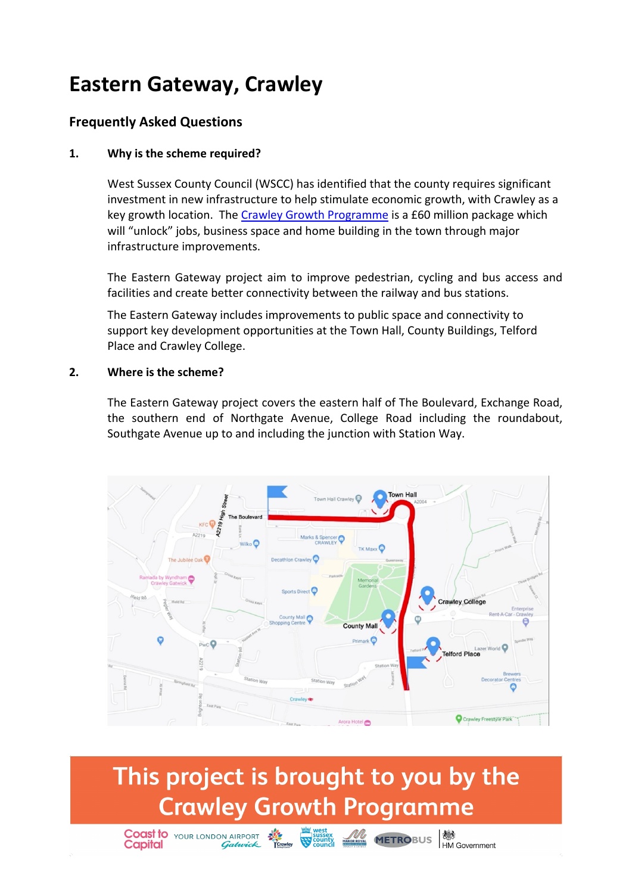# Eastern Gateway, Crawley

## Frequently Asked Questions

### 1. Why is the scheme required?

West Sussex County Council (WSCC) has identified that the county requires significant investment in new infrastructure to help stimulate economic growth, with Crawley as a key growth location. The [Crawley Growth Programme]() is a £60 million package which will "unlock" jobs, business space and home building in the town through major infrastructure improvements.

The Eastern Gateway project aim to improve pedestrian, cycling and bus access and facilities and create better connectivity between the railway and bus stations.

The Eastern Gateway includes improvements to public space and connectivity to support key development opportunities at the Town Hall, County Buildings, Telford Place and Crawley College.

### 2. Where is the scheme?

The Eastern Gateway project covers the eastern half of The Boulevard, Exchange Road, the southern end of Northgate Avenue, College Road including the roundabout, Southgate Avenue up to and including the junction with Station Way.

**This project is brought to you by the Crawley Growth Programme**

Coast to Capital · Your London Airport Gatwick · Crawley · West Sussex County Council · Manor Royal · Metrobus · HM Government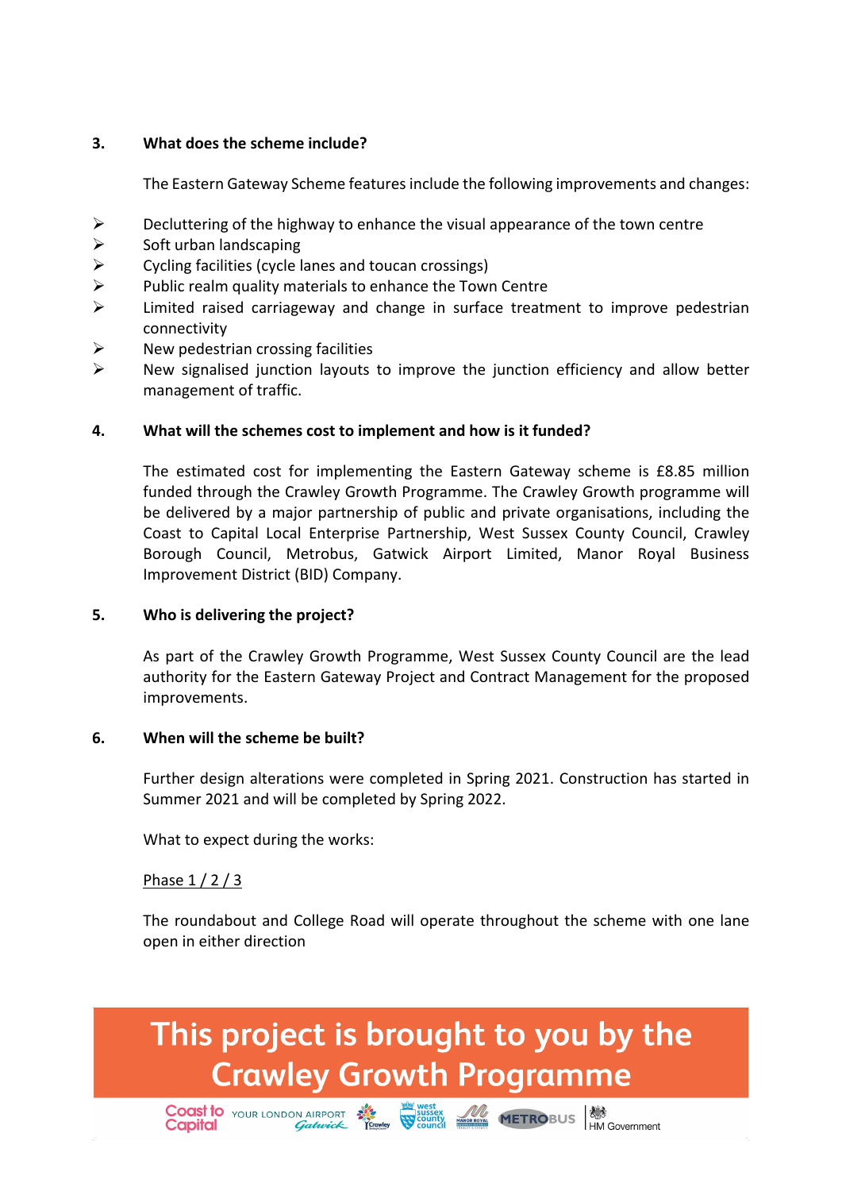### 3. What does the scheme include?

The Eastern Gateway Scheme features include the following improvements and changes:

- Decluttering of the highway to enhance the visual appearance of the town centre
- Soft urban landscaping
- Cycling facilities (cycle lanes and toucan crossings)
- Public realm quality materials to enhance the Town Centre
- Limited raised carriageway and change in surface treatment to improve pedestrian connectivity
- New pedestrian crossing facilities
- New signalised junction layouts to improve the junction efficiency and allow better management of traffic.

### 4. What will the schemes cost to implement and how is it funded?

The estimated cost for implementing the Eastern Gateway scheme is £8.85 million funded through the Crawley Growth Programme. The Crawley Growth programme will be delivered by a major partnership of public and private organisations, including the Coast to Capital Local Enterprise Partnership, West Sussex County Council, Crawley Borough Council, Metrobus, Gatwick Airport Limited, Manor Royal Business Improvement District (BID) Company.

### 5. Who is delivering the project?

As part of the Crawley Growth Programme, West Sussex County Council are the lead authority for the Eastern Gateway Project and Contract Management for the proposed improvements.

### 6. When will the scheme be built?

Further design alterations were completed in Spring 2021. Construction has started in Summer 2021 and will be completed by Spring 2022.

What to expect during the works:

Phase 1 / 2 / 3

The roundabout and College Road will operate throughout the scheme with one lane open in either direction

**This project is brought to you by the Crawley Growth Programme**

Coast to Capital · YOUR LONDON AIRPORT Gatwick · Crawley · west sussex county council · MANOR ROYAL · METROBUS · HM Government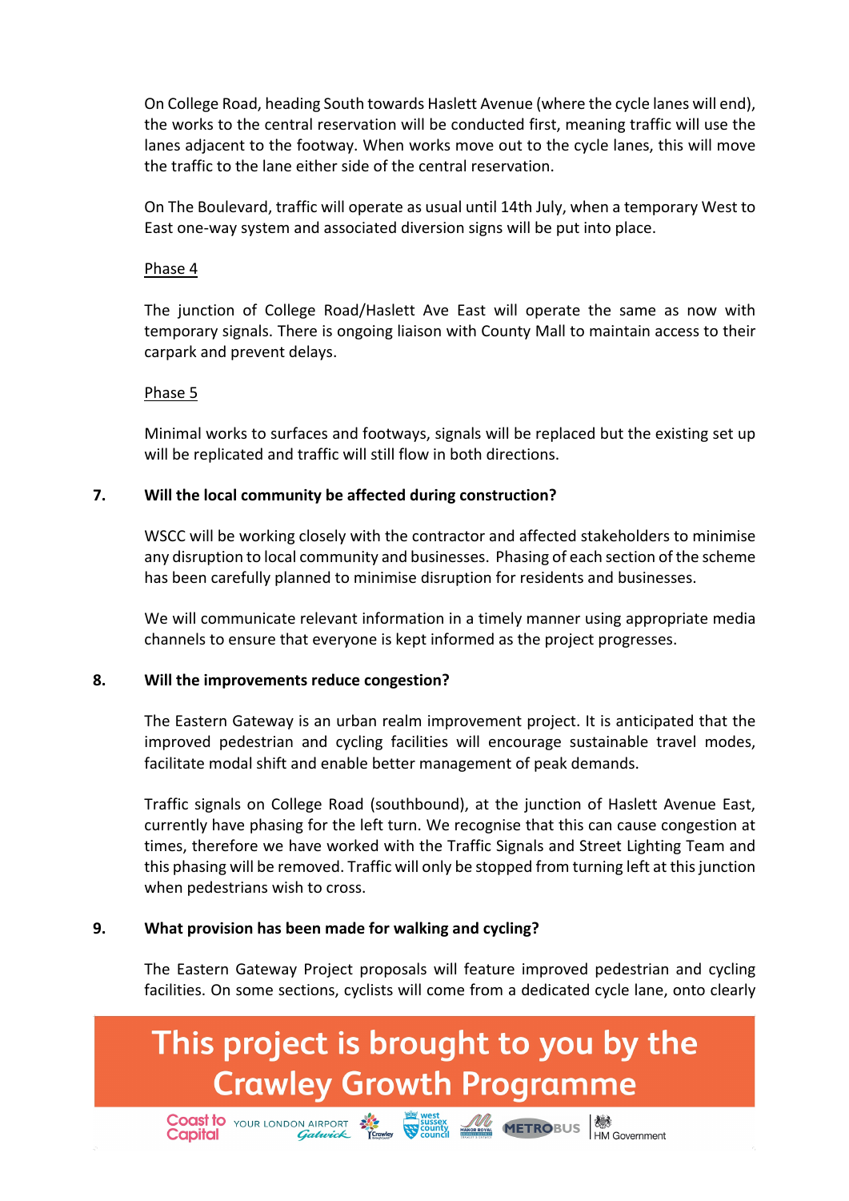On College Road, heading South towards Haslett Avenue (where the cycle lanes will end), the works to the central reservation will be conducted first, meaning traffic will use the lanes adjacent to the footway. When works move out to the cycle lanes, this will move the traffic to the lane either side of the central reservation.

On The Boulevard, traffic will operate as usual until 14th July, when a temporary West to East one-way system and associated diversion signs will be put into place.

Phase 4

The junction of College Road/Haslett Ave East will operate the same as now with temporary signals. There is ongoing liaison with County Mall to maintain access to their carpark and prevent delays.

Phase 5

Minimal works to surfaces and footways, signals will be replaced but the existing set up will be replicated and traffic will still flow in both directions.

### 7. Will the local community be affected during construction?

WSCC will be working closely with the contractor and affected stakeholders to minimise any disruption to local community and businesses. Phasing of each section of the scheme has been carefully planned to minimise disruption for residents and businesses.

We will communicate relevant information in a timely manner using appropriate media channels to ensure that everyone is kept informed as the project progresses.

### 8. Will the improvements reduce congestion?

The Eastern Gateway is an urban realm improvement project. It is anticipated that the improved pedestrian and cycling facilities will encourage sustainable travel modes, facilitate modal shift and enable better management of peak demands.

Traffic signals on College Road (southbound), at the junction of Haslett Avenue East, currently have phasing for the left turn. We recognise that this can cause congestion at times, therefore we have worked with the Traffic Signals and Street Lighting Team and this phasing will be removed. Traffic will only be stopped from turning left at this junction when pedestrians wish to cross.

### 9. What provision has been made for walking and cycling?

The Eastern Gateway Project proposals will feature improved pedestrian and cycling facilities. On some sections, cyclists will come from a dedicated cycle lane, onto clearly

**This project is brought to you by the Crawley Growth Programme**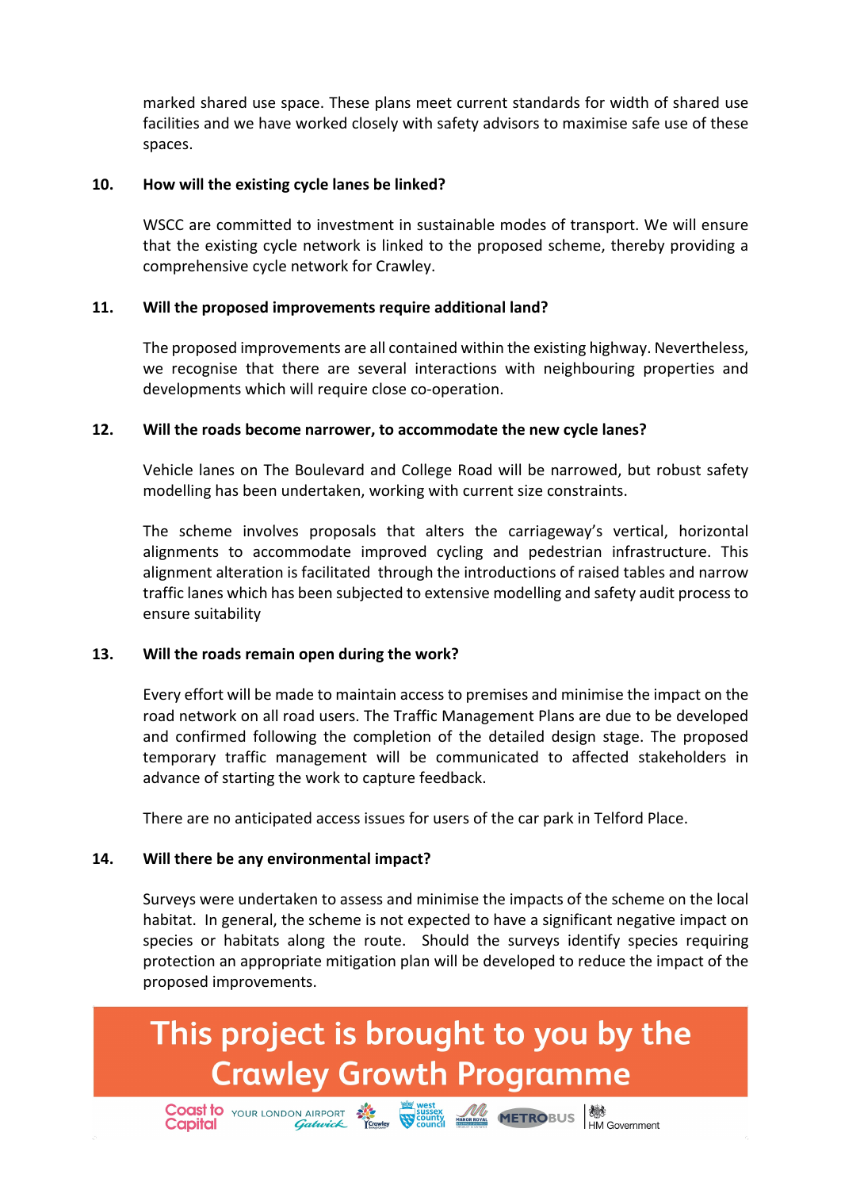marked shared use space. These plans meet current standards for width of shared use facilities and we have worked closely with safety advisors to maximise safe use of these spaces.

**10. How will the existing cycle lanes be linked?**

WSCC are committed to investment in sustainable modes of transport. We will ensure that the existing cycle network is linked to the proposed scheme, thereby providing a comprehensive cycle network for Crawley.

**11. Will the proposed improvements require additional land?**

The proposed improvements are all contained within the existing highway. Nevertheless, we recognise that there are several interactions with neighbouring properties and developments which will require close co-operation.

**12. Will the roads become narrower, to accommodate the new cycle lanes?**

Vehicle lanes on The Boulevard and College Road will be narrowed, but robust safety modelling has been undertaken, working with current size constraints.

The scheme involves proposals that alters the carriageway's vertical, horizontal alignments to accommodate improved cycling and pedestrian infrastructure. This alignment alteration is facilitated through the introductions of raised tables and narrow traffic lanes which has been subjected to extensive modelling and safety audit process to ensure suitability

**13. Will the roads remain open during the work?**

Every effort will be made to maintain access to premises and minimise the impact on the road network on all road users. The Traffic Management Plans are due to be developed and confirmed following the completion of the detailed design stage. The proposed temporary traffic management will be communicated to affected stakeholders in advance of starting the work to capture feedback.

There are no anticipated access issues for users of the car park in Telford Place.

**14. Will there be any environmental impact?**

Surveys were undertaken to assess and minimise the impacts of the scheme on the local habitat. In general, the scheme is not expected to have a significant negative impact on species or habitats along the route. Should the surveys identify species requiring protection an appropriate mitigation plan will be developed to reduce the impact of the proposed improvements.

**This project is brought to you by the Crawley Growth Programme**

Coast to Capital · YOUR LONDON AIRPORT Gatwick · Crawley · west sussex county council · MANOR ROYAL · METROBUS · HM Government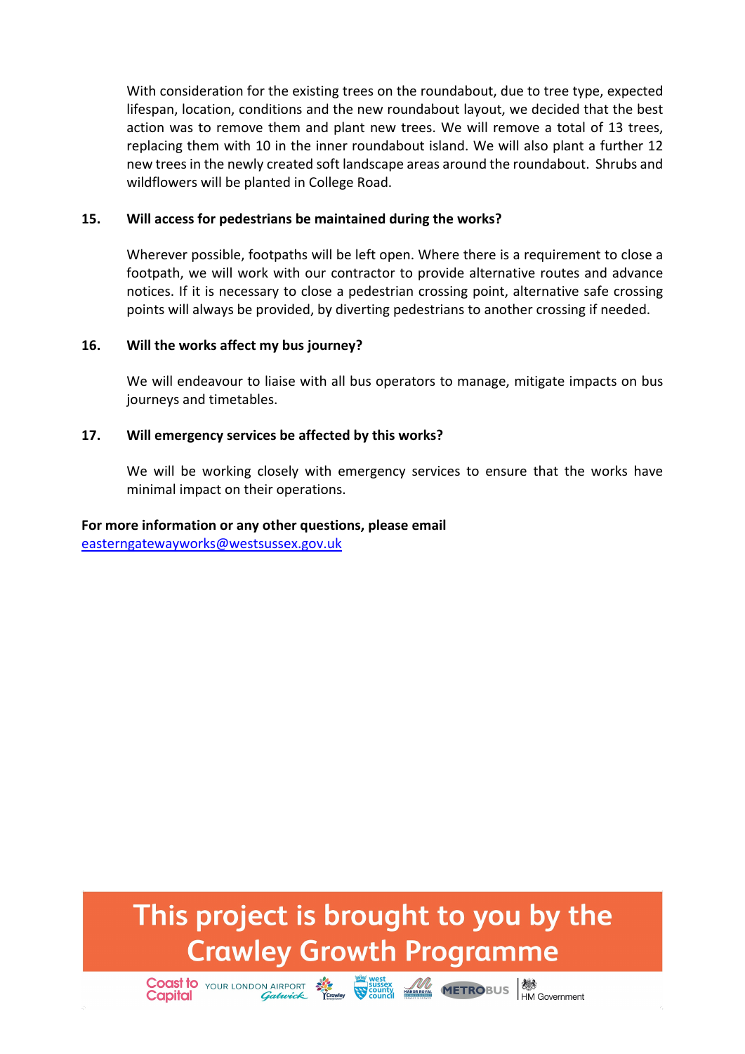With consideration for the existing trees on the roundabout, due to tree type, expected lifespan, location, conditions and the new roundabout layout, we decided that the best action was to remove them and plant new trees. We will remove a total of 13 trees, replacing them with 10 in the inner roundabout island. We will also plant a further 12 new trees in the newly created soft landscape areas around the roundabout. Shrubs and wildflowers will be planted in College Road.

**15. Will access for pedestrians be maintained during the works?**

Wherever possible, footpaths will be left open. Where there is a requirement to close a footpath, we will work with our contractor to provide alternative routes and advance notices. If it is necessary to close a pedestrian crossing point, alternative safe crossing points will always be provided, by diverting pedestrians to another crossing if needed.

**16. Will the works affect my bus journey?**

We will endeavour to liaise with all bus operators to manage, mitigate impacts on bus journeys and timetables.

**17. Will emergency services be affected by this works?**

We will be working closely with emergency services to ensure that the works have minimal impact on their operations.

**For more information or any other questions, please email**
easterngatewayworks@westsussex.gov.uk

**This project is brought to you by the Crawley Growth Programme**

Coast to Capital | Your London Airport Gatwick | Crawley | West Sussex County Council | Manor Royal | Metrobus | HM Government